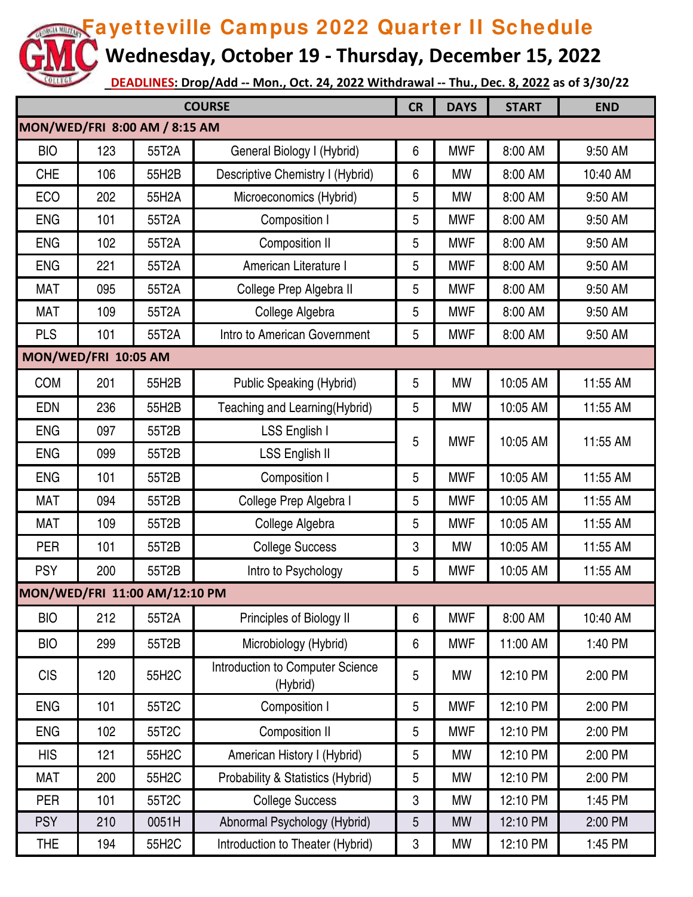# Fayetteville Campus 2022 Quarter II Schedule

## Wednesday, October 19 - Thursday, December 15, 2022

**DEADLINES: Drop/Add -- Mon., Oct. 24, 2022 Withdrawal -- Thu., Dec. 8, 2022 as of 3/30/22**

| COURSE | | | | CR | DAYS | START | END |
|---|---|---|---|---|---|---|---|
| **MON/WED/FRI 8:00 AM / 8:15 AM** | | | | | | | |
| BIO | 123 | 55T2A | General Biology I (Hybrid) | 6 | MWF | 8:00 AM | 9:50 AM |
| CHE | 106 | 55H2B | Descriptive Chemistry I (Hybrid) | 6 | MW | 8:00 AM | 10:40 AM |
| ECO | 202 | 55H2A | Microeconomics (Hybrid) | 5 | MW | 8:00 AM | 9:50 AM |
| ENG | 101 | 55T2A | Composition I | 5 | MWF | 8:00 AM | 9:50 AM |
| ENG | 102 | 55T2A | Composition II | 5 | MWF | 8:00 AM | 9:50 AM |
| ENG | 221 | 55T2A | American Literature I | 5 | MWF | 8:00 AM | 9:50 AM |
| MAT | 095 | 55T2A | College Prep Algebra II | 5 | MWF | 8:00 AM | 9:50 AM |
| MAT | 109 | 55T2A | College Algebra | 5 | MWF | 8:00 AM | 9:50 AM |
| PLS | 101 | 55T2A | Intro to American Government | 5 | MWF | 8:00 AM | 9:50 AM |
| **MON/WED/FRI 10:05 AM** | | | | | | | |
| COM | 201 | 55H2B | Public Speaking (Hybrid) | 5 | MW | 10:05 AM | 11:55 AM |
| EDN | 236 | 55H2B | Teaching and Learning(Hybrid) | 5 | MW | 10:05 AM | 11:55 AM |
| ENG | 097 | 55T2B | LSS English I | 5 | MWF | 10:05 AM | 11:55 AM |
| ENG | 099 | 55T2B | LSS English II | | | | |
| ENG | 101 | 55T2B | Composition I | 5 | MWF | 10:05 AM | 11:55 AM |
| MAT | 094 | 55T2B | College Prep Algebra I | 5 | MWF | 10:05 AM | 11:55 AM |
| MAT | 109 | 55T2B | College Algebra | 5 | MWF | 10:05 AM | 11:55 AM |
| PER | 101 | 55T2B | College Success | 3 | MW | 10:05 AM | 11:55 AM |
| PSY | 200 | 55T2B | Intro to Psychology | 5 | MWF | 10:05 AM | 11:55 AM |
| **MON/WED/FRI 11:00 AM/12:10 PM** | | | | | | | |
| BIO | 212 | 55T2A | Principles of Biology II | 6 | MWF | 8:00 AM | 10:40 AM |
| BIO | 299 | 55T2B | Microbiology (Hybrid) | 6 | MWF | 11:00 AM | 1:40 PM |
| CIS | 120 | 55H2C | Introduction to Computer Science (Hybrid) | 5 | MW | 12:10 PM | 2:00 PM |
| ENG | 101 | 55T2C | Composition I | 5 | MWF | 12:10 PM | 2:00 PM |
| ENG | 102 | 55T2C | Composition II | 5 | MWF | 12:10 PM | 2:00 PM |
| HIS | 121 | 55H2C | American History I (Hybrid) | 5 | MW | 12:10 PM | 2:00 PM |
| MAT | 200 | 55H2C | Probability & Statistics (Hybrid) | 5 | MW | 12:10 PM | 2:00 PM |
| PER | 101 | 55T2C | College Success | 3 | MW | 12:10 PM | 1:45 PM |
| PSY | 210 | 0051H | Abnormal Psychology (Hybrid) | 5 | MW | 12:10 PM | 2:00 PM |
| THE | 194 | 55H2C | Introduction to Theater (Hybrid) | 3 | MW | 12:10 PM | 1:45 PM |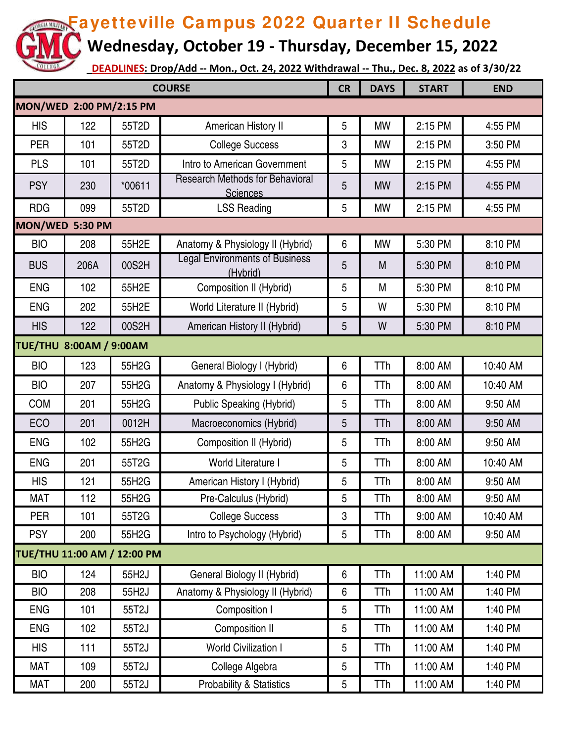# Fayetteville Campus 2022 Quarter II Schedule

## Wednesday, October 19 - Thursday, December 15, 2022

**DEADLINES: Drop/Add -- Mon., Oct. 24, 2022 Withdrawal -- Thu., Dec. 8, 2022 as of 3/30/22**

| COURSE | | | | CR | DAYS | START | END |
|---|---|---|---|---|---|---|---|
| **MON/WED 2:00 PM/2:15 PM** | | | | | | | |
| HIS | 122 | 55T2D | American History II | 5 | MW | 2:15 PM | 4:55 PM |
| PER | 101 | 55T2D | College Success | 3 | MW | 2:15 PM | 3:50 PM |
| PLS | 101 | 55T2D | Intro to American Government | 5 | MW | 2:15 PM | 4:55 PM |
| PSY | 230 | *00611 | Research Methods for Behavioral Sciences | 5 | MW | 2:15 PM | 4:55 PM |
| RDG | 099 | 55T2D | LSS Reading | 5 | MW | 2:15 PM | 4:55 PM |
| **MON/WED 5:30 PM** | | | | | | | |
| BIO | 208 | 55H2E | Anatomy & Physiology II (Hybrid) | 6 | MW | 5:30 PM | 8:10 PM |
| BUS | 206A | 00S2H | Legal Environments of Business (Hybrid) | 5 | M | 5:30 PM | 8:10 PM |
| ENG | 102 | 55H2E | Composition II (Hybrid) | 5 | M | 5:30 PM | 8:10 PM |
| ENG | 202 | 55H2E | World Literature II (Hybrid) | 5 | W | 5:30 PM | 8:10 PM |
| HIS | 122 | 00S2H | American History II (Hybrid) | 5 | W | 5:30 PM | 8:10 PM |
| **TUE/THU 8:00AM / 9:00AM** | | | | | | | |
| BIO | 123 | 55H2G | General Biology I (Hybrid) | 6 | TTh | 8:00 AM | 10:40 AM |
| BIO | 207 | 55H2G | Anatomy & Physiology I (Hybrid) | 6 | TTh | 8:00 AM | 10:40 AM |
| COM | 201 | 55H2G | Public Speaking (Hybrid) | 5 | TTh | 8:00 AM | 9:50 AM |
| ECO | 201 | 0012H | Macroeconomics (Hybrid) | 5 | TTh | 8:00 AM | 9:50 AM |
| ENG | 102 | 55H2G | Composition II (Hybrid) | 5 | TTh | 8:00 AM | 9:50 AM |
| ENG | 201 | 55T2G | World Literature I | 5 | TTh | 8:00 AM | 10:40 AM |
| HIS | 121 | 55H2G | American History I (Hybrid) | 5 | TTh | 8:00 AM | 9:50 AM |
| MAT | 112 | 55H2G | Pre-Calculus (Hybrid) | 5 | TTh | 8:00 AM | 9:50 AM |
| PER | 101 | 55T2G | College Success | 3 | TTh | 9:00 AM | 10:40 AM |
| PSY | 200 | 55H2G | Intro to Psychology (Hybrid) | 5 | TTh | 8:00 AM | 9:50 AM |
| **TUE/THU 11:00 AM / 12:00 PM** | | | | | | | |
| BIO | 124 | 55H2J | General Biology II (Hybrid) | 6 | TTh | 11:00 AM | 1:40 PM |
| BIO | 208 | 55H2J | Anatomy & Physiology II (Hybrid) | 6 | TTh | 11:00 AM | 1:40 PM |
| ENG | 101 | 55T2J | Composition I | 5 | TTh | 11:00 AM | 1:40 PM |
| ENG | 102 | 55T2J | Composition II | 5 | TTh | 11:00 AM | 1:40 PM |
| HIS | 111 | 55T2J | World Civilization I | 5 | TTh | 11:00 AM | 1:40 PM |
| MAT | 109 | 55T2J | College Algebra | 5 | TTh | 11:00 AM | 1:40 PM |
| MAT | 200 | 55T2J | Probability & Statistics | 5 | TTh | 11:00 AM | 1:40 PM |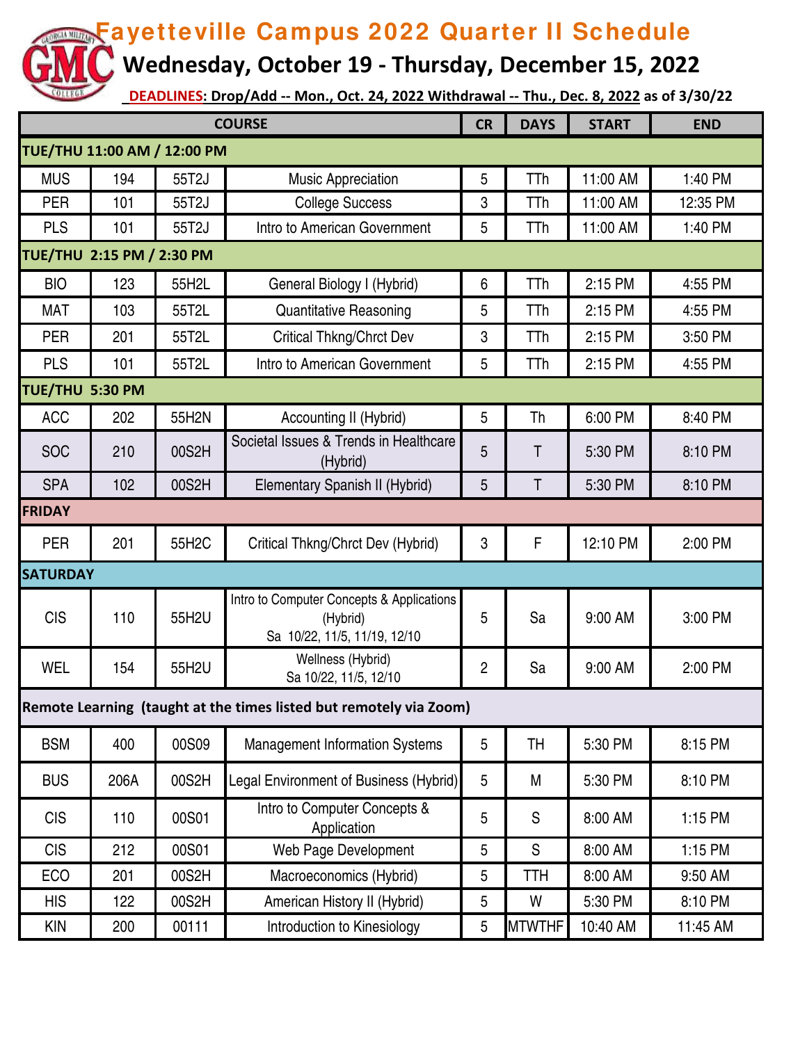# Fayetteville Campus 2022 Quarter II Schedule

## Wednesday, October 19 - Thursday, December 15, 2022

**DEADLINES: Drop/Add -- Mon., Oct. 24, 2022 Withdrawal -- Thu., Dec. 8, 2022** as of 3/30/22

| COURSE | | | | CR | DAYS | START | END |
|---|---|---|---|---|---|---|---|
| **TUE/THU 11:00 AM / 12:00 PM** | | | | | | | |
| MUS | 194 | 55T2J | Music Appreciation | 5 | TTh | 11:00 AM | 1:40 PM |
| PER | 101 | 55T2J | College Success | 3 | TTh | 11:00 AM | 12:35 PM |
| PLS | 101 | 55T2J | Intro to American Government | 5 | TTh | 11:00 AM | 1:40 PM |
| **TUE/THU 2:15 PM / 2:30 PM** | | | | | | | |
| BIO | 123 | 55H2L | General Biology I (Hybrid) | 6 | TTh | 2:15 PM | 4:55 PM |
| MAT | 103 | 55T2L | Quantitative Reasoning | 5 | TTh | 2:15 PM | 4:55 PM |
| PER | 201 | 55T2L | Critical Thkng/Chrct Dev | 3 | TTh | 2:15 PM | 3:50 PM |
| PLS | 101 | 55T2L | Intro to American Government | 5 | TTh | 2:15 PM | 4:55 PM |
| **TUE/THU 5:30 PM** | | | | | | | |
| ACC | 202 | 55H2N | Accounting II (Hybrid) | 5 | Th | 6:00 PM | 8:40 PM |
| SOC | 210 | 00S2H | Societal Issues & Trends in Healthcare (Hybrid) | 5 | T | 5:30 PM | 8:10 PM |
| SPA | 102 | 00S2H | Elementary Spanish II (Hybrid) | 5 | T | 5:30 PM | 8:10 PM |
| **FRIDAY** | | | | | | | |
| PER | 201 | 55H2C | Critical Thkng/Chrct Dev (Hybrid) | 3 | F | 12:10 PM | 2:00 PM |
| **SATURDAY** | | | | | | | |
| CIS | 110 | 55H2U | Intro to Computer Concepts & Applications (Hybrid) Sa 10/22, 11/5, 11/19, 12/10 | 5 | Sa | 9:00 AM | 3:00 PM |
| WEL | 154 | 55H2U | Wellness (Hybrid) Sa 10/22, 11/5, 12/10 | 2 | Sa | 9:00 AM | 2:00 PM |
| **Remote Learning (taught at the times listed but remotely via Zoom)** | | | | | | | |
| BSM | 400 | 00S09 | Management Information Systems | 5 | TH | 5:30 PM | 8:15 PM |
| BUS | 206A | 00S2H | Legal Environment of Business (Hybrid) | 5 | M | 5:30 PM | 8:10 PM |
| CIS | 110 | 00S01 | Intro to Computer Concepts & Application | 5 | S | 8:00 AM | 1:15 PM |
| CIS | 212 | 00S01 | Web Page Development | 5 | S | 8:00 AM | 1:15 PM |
| ECO | 201 | 00S2H | Macroeconomics (Hybrid) | 5 | TTH | 8:00 AM | 9:50 AM |
| HIS | 122 | 00S2H | American History II (Hybrid) | 5 | W | 5:30 PM | 8:10 PM |
| KIN | 200 | 00111 | Introduction to Kinesiology | 5 | MTWTHF | 10:40 AM | 11:45 AM |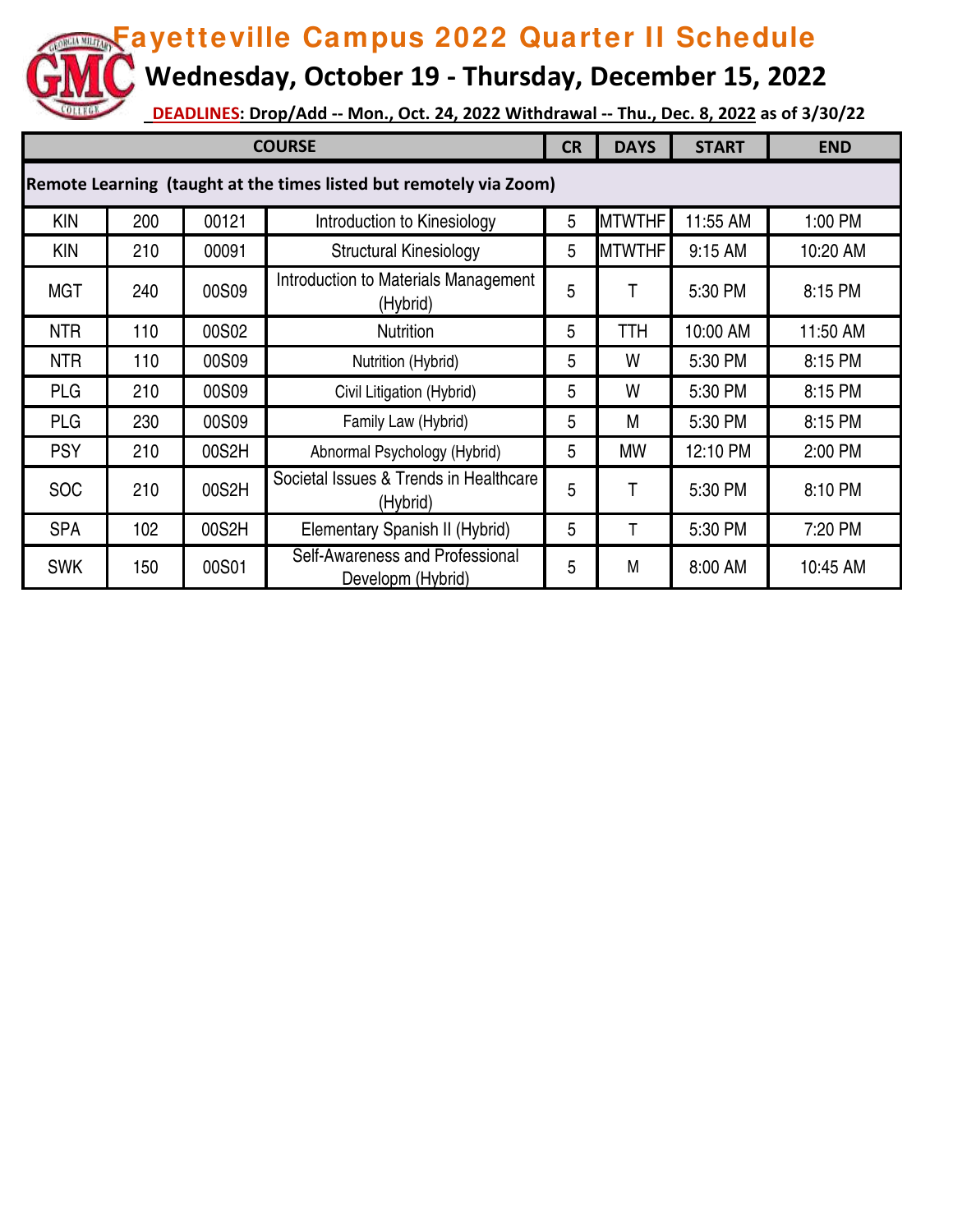# Fayetteville Campus 2022 Quarter II Schedule

## Wednesday, October 19 - Thursday, December 15, 2022

**DEADLINES: Drop/Add -- Mon., Oct. 24, 2022 Withdrawal -- Thu., Dec. 8, 2022 as of 3/30/22**

| COURSE | | | | CR | DAYS | START | END |
|---|---|---|---|---|---|---|---|
| **Remote Learning (taught at the times listed but remotely via Zoom)** | | | | | | | |
| KIN | 200 | 00121 | Introduction to Kinesiology | 5 | MTWTHF | 11:55 AM | 1:00 PM |
| KIN | 210 | 00091 | Structural Kinesiology | 5 | MTWTHF | 9:15 AM | 10:20 AM |
| MGT | 240 | 00S09 | Introduction to Materials Management (Hybrid) | 5 | T | 5:30 PM | 8:15 PM |
| NTR | 110 | 00S02 | Nutrition | 5 | TTH | 10:00 AM | 11:50 AM |
| NTR | 110 | 00S09 | Nutrition (Hybrid) | 5 | W | 5:30 PM | 8:15 PM |
| PLG | 210 | 00S09 | Civil Litigation (Hybrid) | 5 | W | 5:30 PM | 8:15 PM |
| PLG | 230 | 00S09 | Family Law (Hybrid) | 5 | M | 5:30 PM | 8:15 PM |
| PSY | 210 | 00S2H | Abnormal Psychology (Hybrid) | 5 | MW | 12:10 PM | 2:00 PM |
| SOC | 210 | 00S2H | Societal Issues & Trends in Healthcare (Hybrid) | 5 | T | 5:30 PM | 8:10 PM |
| SPA | 102 | 00S2H | Elementary Spanish II (Hybrid) | 5 | T | 5:30 PM | 7:20 PM |
| SWK | 150 | 00S01 | Self-Awareness and Professional Developm (Hybrid) | 5 | M | 8:00 AM | 10:45 AM |